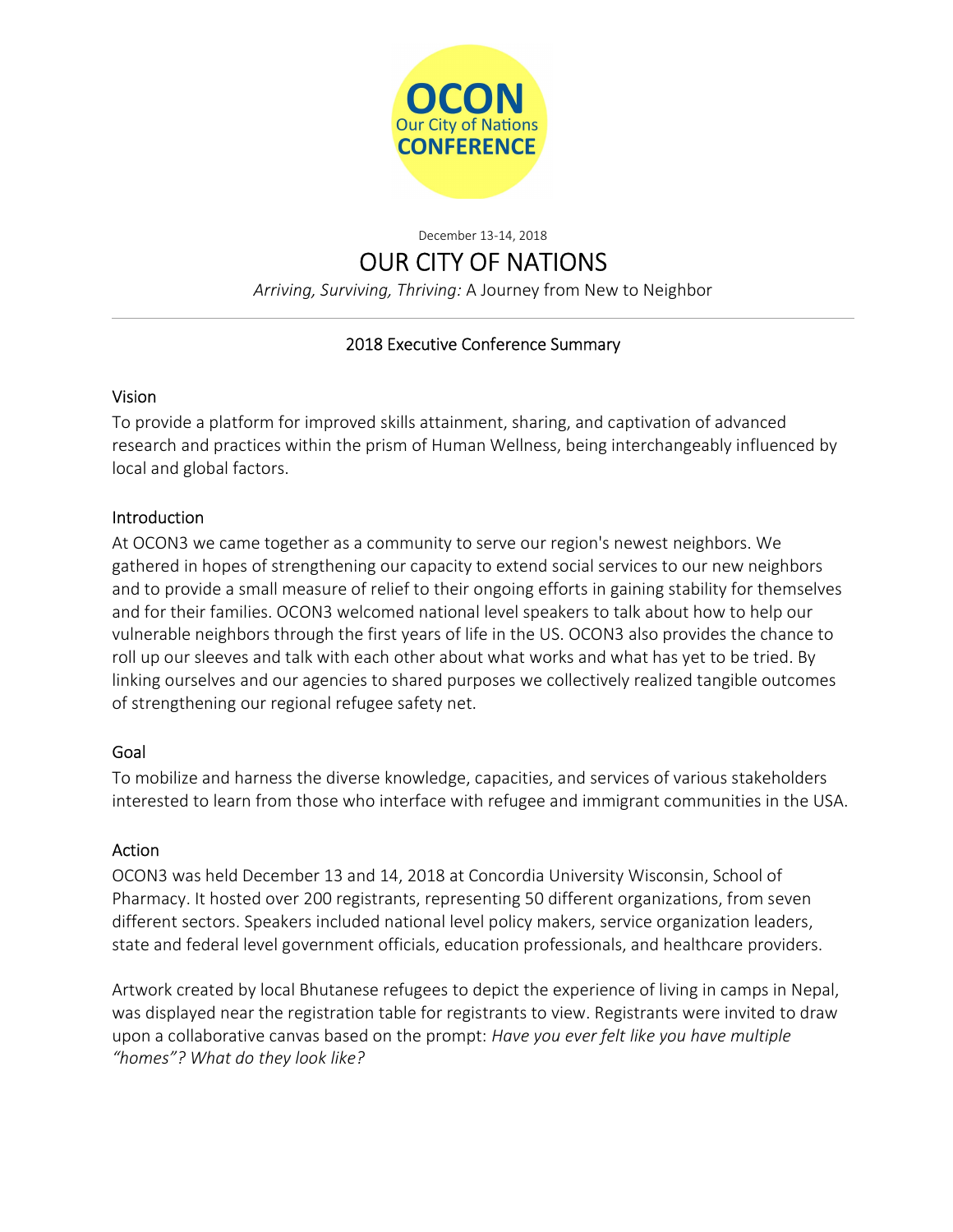**OCON**
Our City of Nations
**CONFERENCE**

December 13-14, 2018

# OUR CITY OF NATIONS

*Arriving, Surviving, Thriving:* A Journey from New to Neighbor

---

## 2018 Executive Conference Summary

### Vision

To provide a platform for improved skills attainment, sharing, and captivation of advanced research and practices within the prism of Human Wellness, being interchangeably influenced by local and global factors.

### Introduction

At OCON3 we came together as a community to serve our region's newest neighbors. We gathered in hopes of strengthening our capacity to extend social services to our new neighbors and to provide a small measure of relief to their ongoing efforts in gaining stability for themselves and for their families. OCON3 welcomed national level speakers to talk about how to help our vulnerable neighbors through the first years of life in the US. OCON3 also provides the chance to roll up our sleeves and talk with each other about what works and what has yet to be tried. By linking ourselves and our agencies to shared purposes we collectively realized tangible outcomes of strengthening our regional refugee safety net.

### Goal

To mobilize and harness the diverse knowledge, capacities, and services of various stakeholders interested to learn from those who interface with refugee and immigrant communities in the USA.

### Action

OCON3 was held December 13 and 14, 2018 at Concordia University Wisconsin, School of Pharmacy. It hosted over 200 registrants, representing 50 different organizations, from seven different sectors. Speakers included national level policy makers, service organization leaders, state and federal level government officials, education professionals, and healthcare providers.

Artwork created by local Bhutanese refugees to depict the experience of living in camps in Nepal, was displayed near the registration table for registrants to view. Registrants were invited to draw upon a collaborative canvas based on the prompt: *Have you ever felt like you have multiple "homes"? What do they look like?*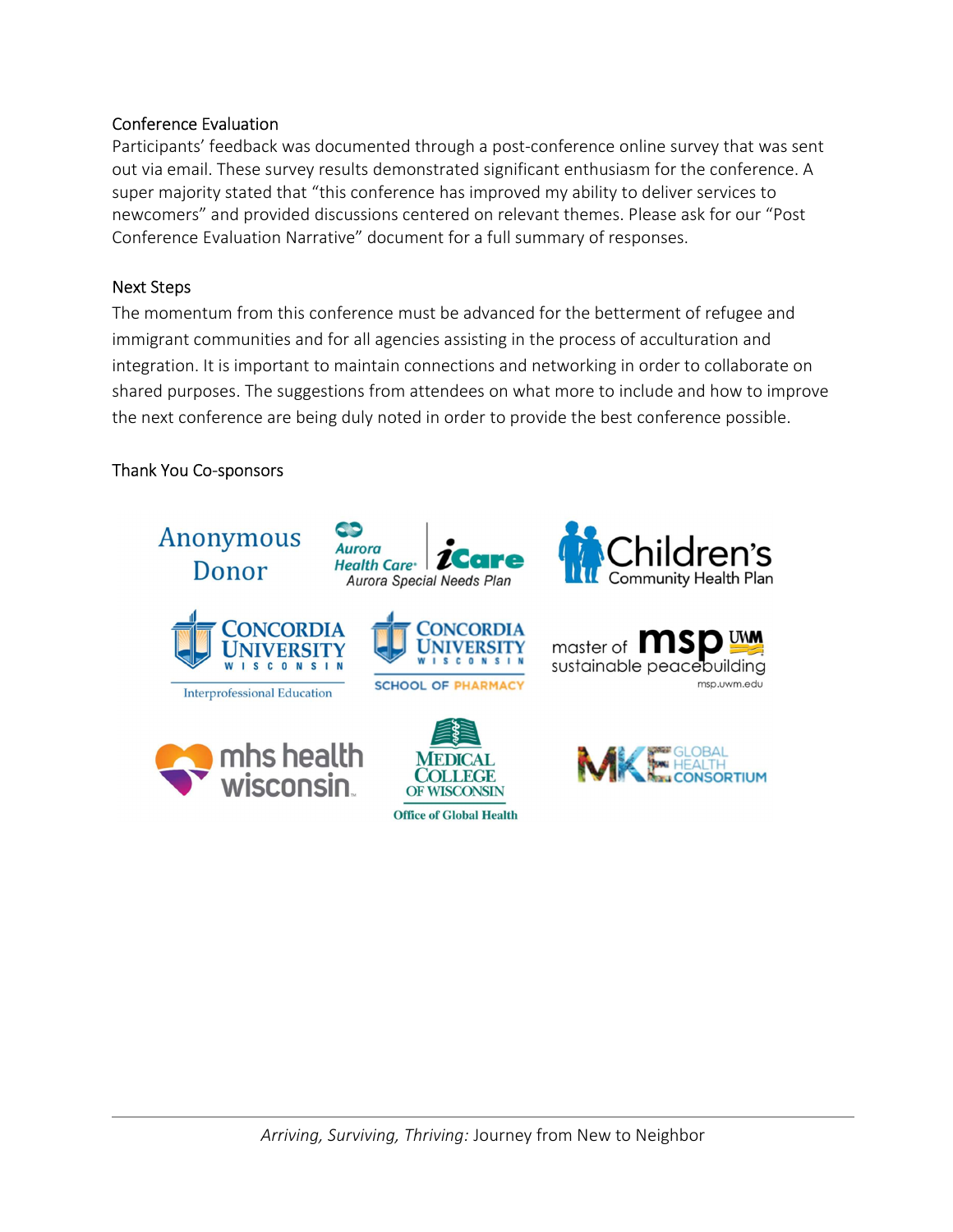## Conference Evaluation

Participants' feedback was documented through a post-conference online survey that was sent out via email. These survey results demonstrated significant enthusiasm for the conference. A super majority stated that "this conference has improved my ability to deliver services to newcomers" and provided discussions centered on relevant themes. Please ask for our "Post Conference Evaluation Narrative" document for a full summary of responses.

## Next Steps

The momentum from this conference must be advanced for the betterment of refugee and immigrant communities and for all agencies assisting in the process of acculturation and integration. It is important to maintain connections and networking in order to collaborate on shared purposes. The suggestions from attendees on what more to include and how to improve the next conference are being duly noted in order to provide the best conference possible.

## Thank You Co-sponsors

Anonymous Donor

Aurora Health Care | iCare Aurora Special Needs Plan

Children's Community Health Plan

Concordia University Wisconsin Interprofessional Education

Concordia University Wisconsin School of Pharmacy

master of msp sustainable peacebuilding UWM msp.uwm.edu

mhs health wisconsin

Medical College of Wisconsin Office of Global Health

MKE Global Health Consortium